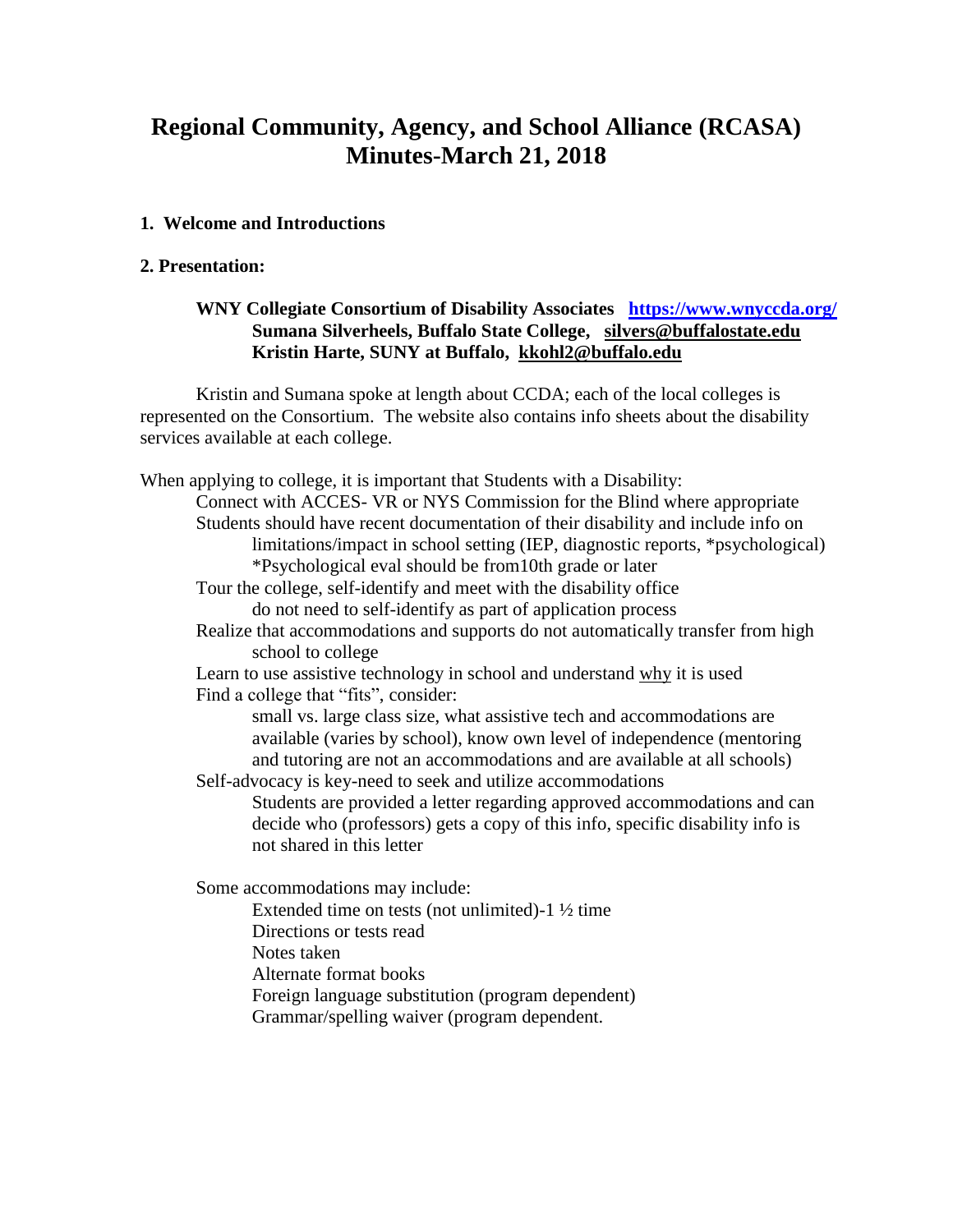# Regional Community, Agency, and School Alliance (RCASA)
# Minutes-March 21, 2018

**1. Welcome and Introductions**

**2. Presentation:**

**WNY Collegiate Consortium of Disability Associates [https://www.wnyccda.org/](https://www.wnyccda.org/)**
**Sumana Silverheels, Buffalo State College, silvers@buffalostate.edu**
**Kristin Harte, SUNY at Buffalo, kkohl2@buffalo.edu**

Kristin and Sumana spoke at length about CCDA; each of the local colleges is represented on the Consortium. The website also contains info sheets about the disability services available at each college.

When applying to college, it is important that Students with a Disability:

- Connect with ACCES- VR or NYS Commission for the Blind where appropriate
- Students should have recent documentation of their disability and include info on limitations/impact in school setting (IEP, diagnostic reports, *psychological)
  - *Psychological eval should be from10th grade or later
- Tour the college, self-identify and meet with the disability office
  - do not need to self-identify as part of application process
- Realize that accommodations and supports do not automatically transfer from high school to college
- Learn to use assistive technology in school and understand <u>why</u> it is used
- Find a college that "fits", consider:
  - small vs. large class size, what assistive tech and accommodations are available (varies by school), know own level of independence (mentoring and tutoring are not an accommodations and are available at all schools)
- Self-advocacy is key-need to seek and utilize accommodations
  - Students are provided a letter regarding approved accommodations and can decide who (professors) gets a copy of this info, specific disability info is not shared in this letter

Some accommodations may include:

- Extended time on tests (not unlimited)-1 ½ time
- Directions or tests read
- Notes taken
- Alternate format books
- Foreign language substitution (program dependent)
- Grammar/spelling waiver (program dependent.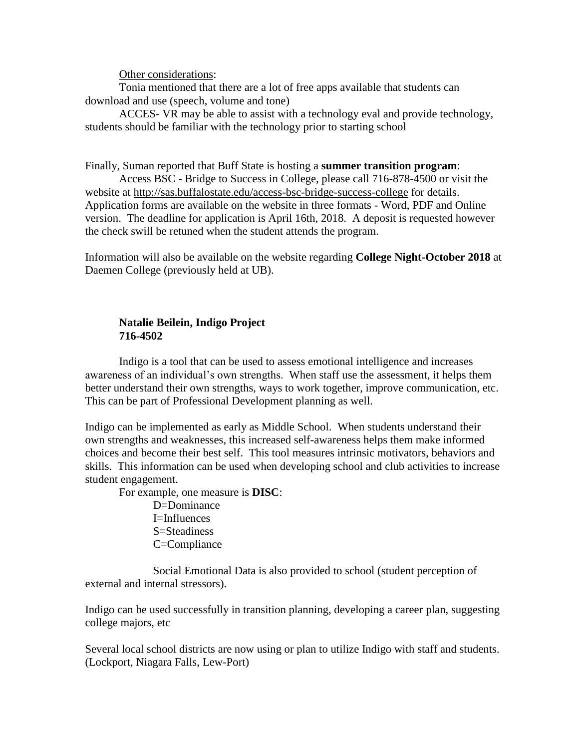Other considerations:

Tonia mentioned that there are a lot of free apps available that students can download and use (speech, volume and tone)

ACCES- VR may be able to assist with a technology eval and provide technology, students should be familiar with the technology prior to starting school

Finally, Suman reported that Buff State is hosting a **summer transition program**:

Access BSC - Bridge to Success in College, please call 716-878-4500 or visit the website at http://sas.buffalostate.edu/access-bsc-bridge-success-college for details. Application forms are available on the website in three formats - Word, PDF and Online version. The deadline for application is April 16th, 2018. A deposit is requested however the check swill be retuned when the student attends the program.

Information will also be available on the website regarding **College Night-October 2018** at Daemen College (previously held at UB).

**Natalie Beilein, Indigo Project**
**716-4502**

Indigo is a tool that can be used to assess emotional intelligence and increases awareness of an individual's own strengths. When staff use the assessment, it helps them better understand their own strengths, ways to work together, improve communication, etc. This can be part of Professional Development planning as well.

Indigo can be implemented as early as Middle School. When students understand their own strengths and weaknesses, this increased self-awareness helps them make informed choices and become their best self. This tool measures intrinsic motivators, behaviors and skills. This information can be used when developing school and club activities to increase student engagement.

For example, one measure is **DISC**:

D=Dominance
I=Influences
S=Steadiness
C=Compliance

Social Emotional Data is also provided to school (student perception of external and internal stressors).

Indigo can be used successfully in transition planning, developing a career plan, suggesting college majors, etc

Several local school districts are now using or plan to utilize Indigo with staff and students. (Lockport, Niagara Falls, Lew-Port)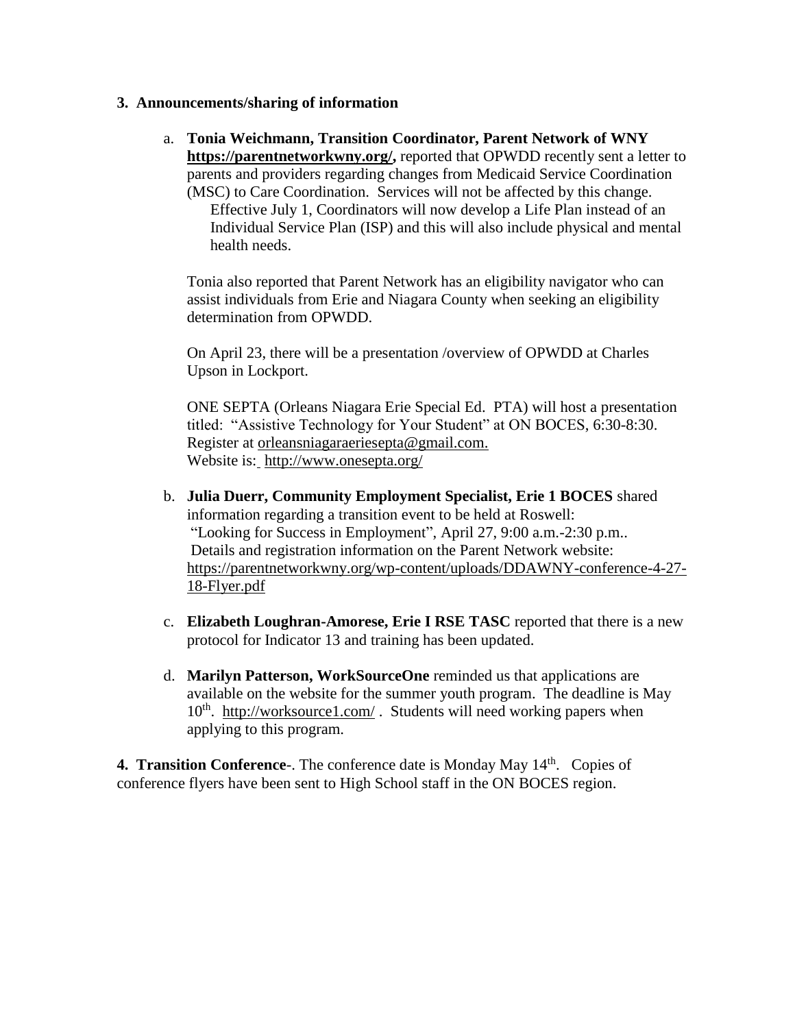**3. Announcements/sharing of information**

a. **Tonia Weichmann, Transition Coordinator, Parent Network of WNY https://parentnetworkwny.org/,** reported that OPWDD recently sent a letter to parents and providers regarding changes from Medicaid Service Coordination (MSC) to Care Coordination. Services will not be affected by this change. Effective July 1, Coordinators will now develop a Life Plan instead of an Individual Service Plan (ISP) and this will also include physical and mental health needs.

   Tonia also reported that Parent Network has an eligibility navigator who can assist individuals from Erie and Niagara County when seeking an eligibility determination from OPWDD.

   On April 23, there will be a presentation /overview of OPWDD at Charles Upson in Lockport.

   ONE SEPTA (Orleans Niagara Erie Special Ed. PTA) will host a presentation titled: "Assistive Technology for Your Student" at ON BOCES, 6:30-8:30. Register at orleansniagaraeriesepta@gmail.com.
   Website is: http://www.onesepta.org/

b. **Julia Duerr, Community Employment Specialist, Erie 1 BOCES** shared information regarding a transition event to be held at Roswell: "Looking for Success in Employment", April 27, 9:00 a.m.-2:30 p.m.. Details and registration information on the Parent Network website: https://parentnetworkwny.org/wp-content/uploads/DDAWNY-conference-4-27-18-Flyer.pdf

c. **Elizabeth Loughran-Amorese, Erie I RSE TASC** reported that there is a new protocol for Indicator 13 and training has been updated.

d. **Marilyn Patterson, WorkSourceOne** reminded us that applications are available on the website for the summer youth program. The deadline is May 10th. http://worksource1.com/ . Students will need working papers when applying to this program.

**4. Transition Conference**-. The conference date is Monday May 14th. Copies of conference flyers have been sent to High School staff in the ON BOCES region.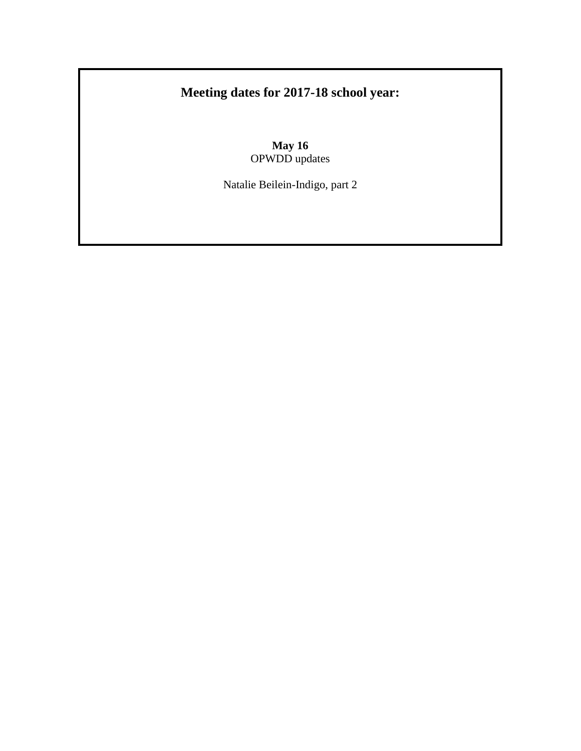**Meeting dates for 2017-18 school year:**

**May 16**
OPWDD updates

Natalie Beilein-Indigo, part 2